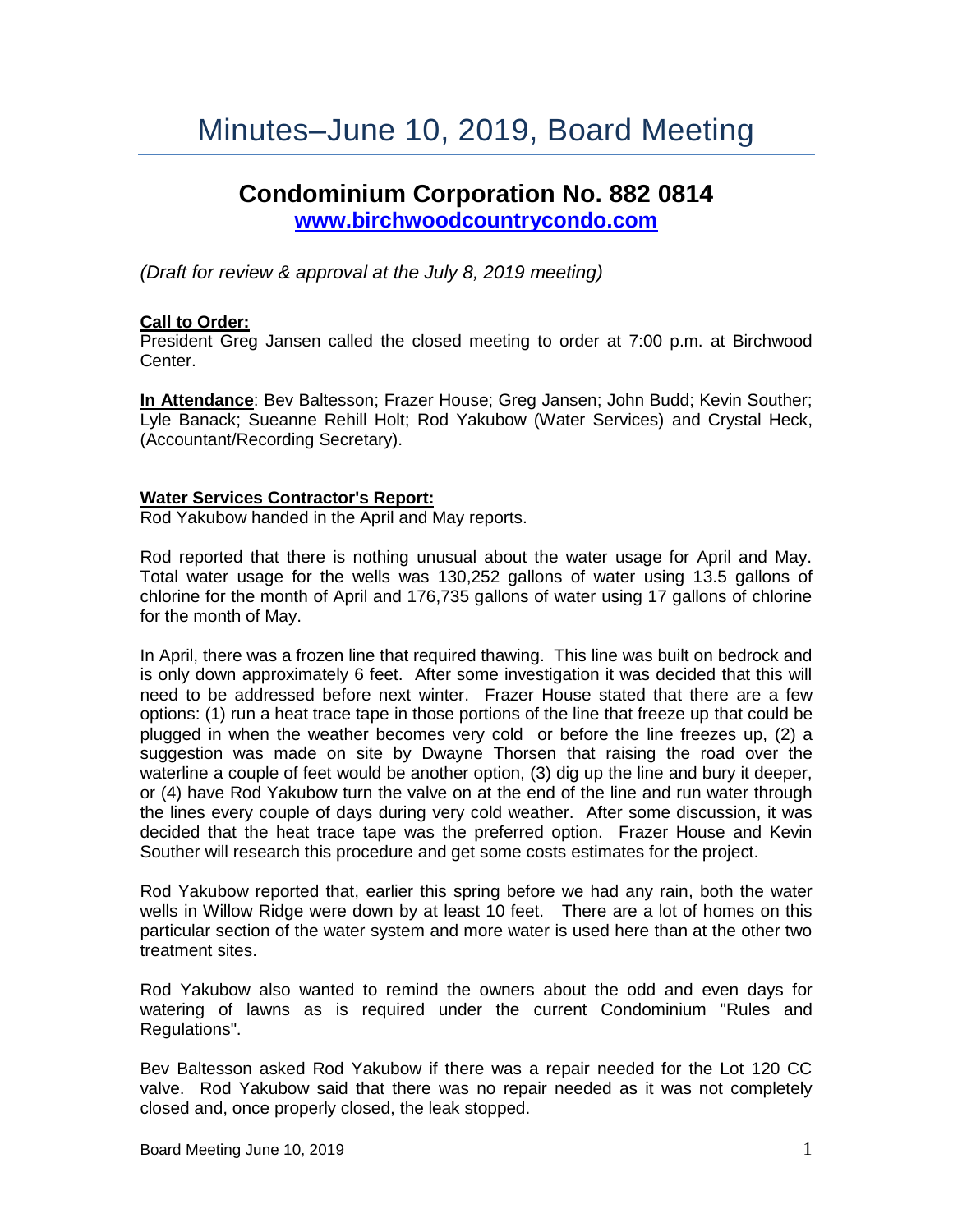# Minutes–June 10, 2019, Board Meeting

## Condominium Corporation No. 882 0814

**[www.birchwoodcountrycondo.com](http://www.birchwoodcountrycondo.com)**

*(Draft for review & approval at the July 8, 2019 meeting)*

**Call to Order:**
President Greg Jansen called the closed meeting to order at 7:00 p.m. at Birchwood Center.

**In Attendance**: Bev Baltesson; Frazer House; Greg Jansen; John Budd; Kevin Souther; Lyle Banack; Sueanne Rehill Holt; Rod Yakubow (Water Services) and Crystal Heck, (Accountant/Recording Secretary).

**Water Services Contractor's Report:**
Rod Yakubow handed in the April and May reports.

Rod reported that there is nothing unusual about the water usage for April and May. Total water usage for the wells was 130,252 gallons of water using 13.5 gallons of chlorine for the month of April and 176,735 gallons of water using 17 gallons of chlorine for the month of May.

In April, there was a frozen line that required thawing. This line was built on bedrock and is only down approximately 6 feet. After some investigation it was decided that this will need to be addressed before next winter. Frazer House stated that there are a few options: (1) run a heat trace tape in those portions of the line that freeze up that could be plugged in when the weather becomes very cold or before the line freezes up, (2) a suggestion was made on site by Dwayne Thorsen that raising the road over the waterline a couple of feet would be another option, (3) dig up the line and bury it deeper, or (4) have Rod Yakubow turn the valve on at the end of the line and run water through the lines every couple of days during very cold weather. After some discussion, it was decided that the heat trace tape was the preferred option. Frazer House and Kevin Souther will research this procedure and get some costs estimates for the project.

Rod Yakubow reported that, earlier this spring before we had any rain, both the water wells in Willow Ridge were down by at least 10 feet. There are a lot of homes on this particular section of the water system and more water is used here than at the other two treatment sites.

Rod Yakubow also wanted to remind the owners about the odd and even days for watering of lawns as is required under the current Condominium "Rules and Regulations".

Bev Baltesson asked Rod Yakubow if there was a repair needed for the Lot 120 CC valve. Rod Yakubow said that there was no repair needed as it was not completely closed and, once properly closed, the leak stopped.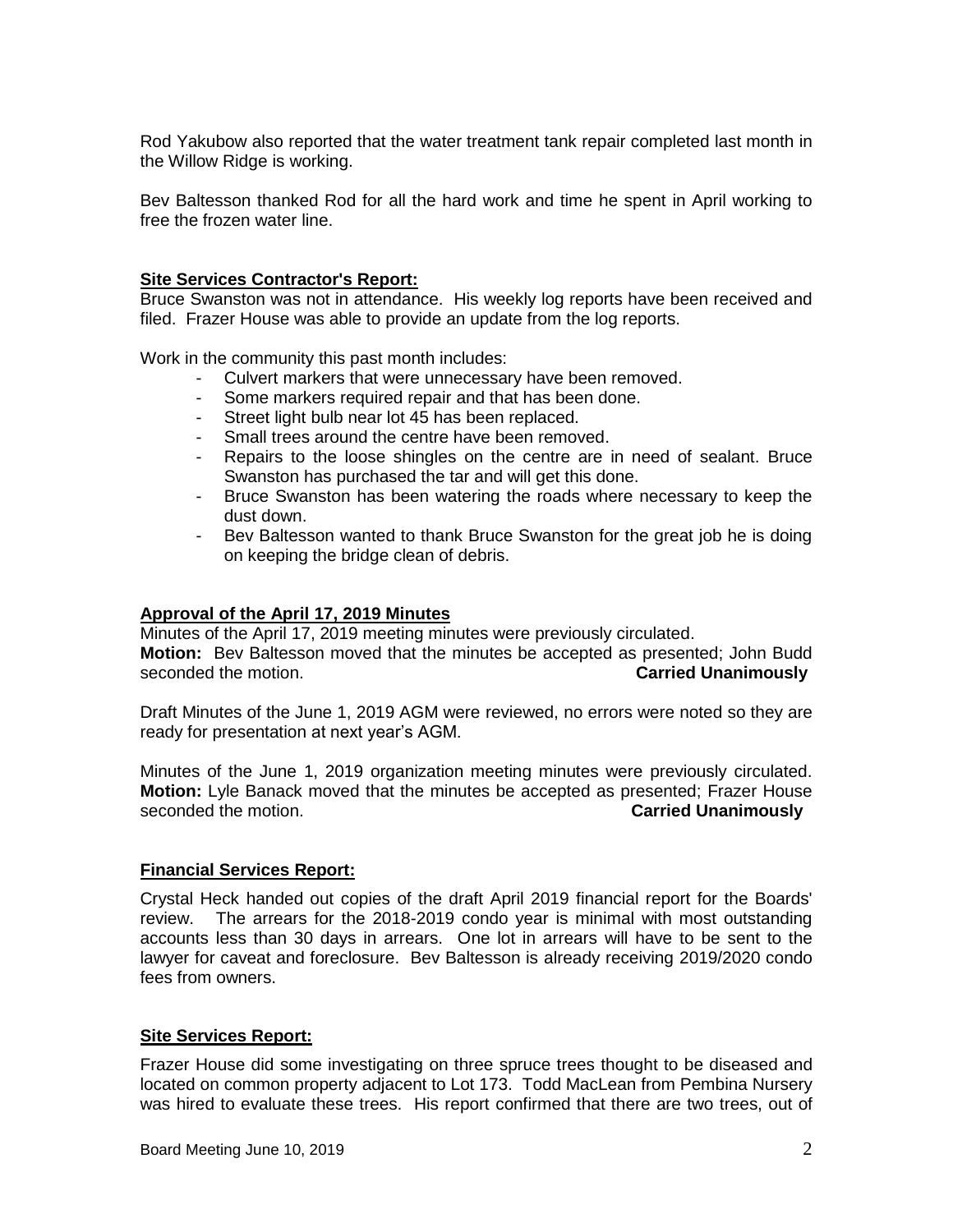Rod Yakubow also reported that the water treatment tank repair completed last month in the Willow Ridge is working.

Bev Baltesson thanked Rod for all the hard work and time he spent in April working to free the frozen water line.

**Site Services Contractor's Report:**

Bruce Swanston was not in attendance. His weekly log reports have been received and filed. Frazer House was able to provide an update from the log reports.

Work in the community this past month includes:

- Culvert markers that were unnecessary have been removed.
- Some markers required repair and that has been done.
- Street light bulb near lot 45 has been replaced.
- Small trees around the centre have been removed.
- Repairs to the loose shingles on the centre are in need of sealant. Bruce Swanston has purchased the tar and will get this done.
- Bruce Swanston has been watering the roads where necessary to keep the dust down.
- Bev Baltesson wanted to thank Bruce Swanston for the great job he is doing on keeping the bridge clean of debris.

**Approval of the April 17, 2019 Minutes**

Minutes of the April 17, 2019 meeting minutes were previously circulated.
**Motion:** Bev Baltesson moved that the minutes be accepted as presented; John Budd seconded the motion. **Carried Unanimously**

Draft Minutes of the June 1, 2019 AGM were reviewed, no errors were noted so they are ready for presentation at next year's AGM.

Minutes of the June 1, 2019 organization meeting minutes were previously circulated. **Motion:** Lyle Banack moved that the minutes be accepted as presented; Frazer House seconded the motion. **Carried Unanimously**

**Financial Services Report:**

Crystal Heck handed out copies of the draft April 2019 financial report for the Boards' review. The arrears for the 2018-2019 condo year is minimal with most outstanding accounts less than 30 days in arrears. One lot in arrears will have to be sent to the lawyer for caveat and foreclosure. Bev Baltesson is already receiving 2019/2020 condo fees from owners.

**Site Services Report:**

Frazer House did some investigating on three spruce trees thought to be diseased and located on common property adjacent to Lot 173. Todd MacLean from Pembina Nursery was hired to evaluate these trees. His report confirmed that there are two trees, out of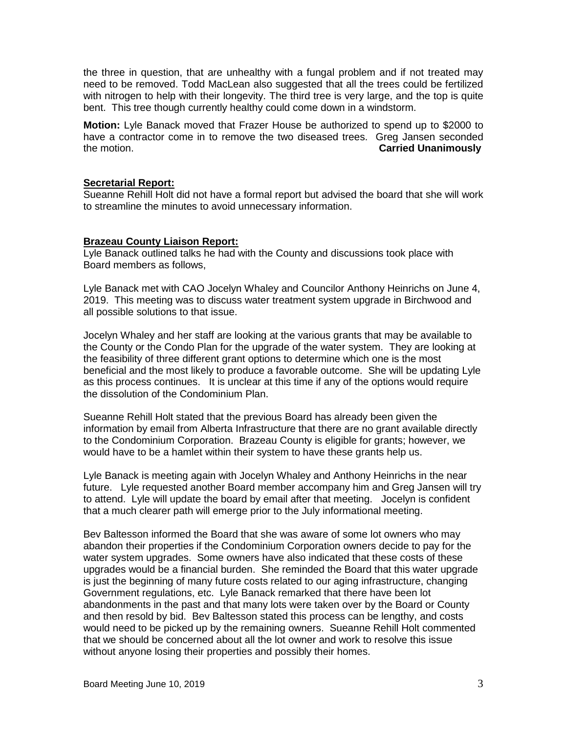the three in question, that are unhealthy with a fungal problem and if not treated may need to be removed. Todd MacLean also suggested that all the trees could be fertilized with nitrogen to help with their longevity. The third tree is very large, and the top is quite bent. This tree though currently healthy could come down in a windstorm.

**Motion:** Lyle Banack moved that Frazer House be authorized to spend up to $2000 to have a contractor come in to remove the two diseased trees. Greg Jansen seconded the motion. **Carried Unanimously**

**Secretarial Report:**

Sueanne Rehill Holt did not have a formal report but advised the board that she will work to streamline the minutes to avoid unnecessary information.

**Brazeau County Liaison Report:**

Lyle Banack outlined talks he had with the County and discussions took place with Board members as follows,

Lyle Banack met with CAO Jocelyn Whaley and Councilor Anthony Heinrichs on June 4, 2019. This meeting was to discuss water treatment system upgrade in Birchwood and all possible solutions to that issue.

Jocelyn Whaley and her staff are looking at the various grants that may be available to the County or the Condo Plan for the upgrade of the water system. They are looking at the feasibility of three different grant options to determine which one is the most beneficial and the most likely to produce a favorable outcome. She will be updating Lyle as this process continues. It is unclear at this time if any of the options would require the dissolution of the Condominium Plan.

Sueanne Rehill Holt stated that the previous Board has already been given the information by email from Alberta Infrastructure that there are no grant available directly to the Condominium Corporation. Brazeau County is eligible for grants; however, we would have to be a hamlet within their system to have these grants help us.

Lyle Banack is meeting again with Jocelyn Whaley and Anthony Heinrichs in the near future. Lyle requested another Board member accompany him and Greg Jansen will try to attend. Lyle will update the board by email after that meeting. Jocelyn is confident that a much clearer path will emerge prior to the July informational meeting.

Bev Baltesson informed the Board that she was aware of some lot owners who may abandon their properties if the Condominium Corporation owners decide to pay for the water system upgrades. Some owners have also indicated that these costs of these upgrades would be a financial burden. She reminded the Board that this water upgrade is just the beginning of many future costs related to our aging infrastructure, changing Government regulations, etc. Lyle Banack remarked that there have been lot abandonments in the past and that many lots were taken over by the Board or County and then resold by bid. Bev Baltesson stated this process can be lengthy, and costs would need to be picked up by the remaining owners. Sueanne Rehill Holt commented that we should be concerned about all the lot owner and work to resolve this issue without anyone losing their properties and possibly their homes.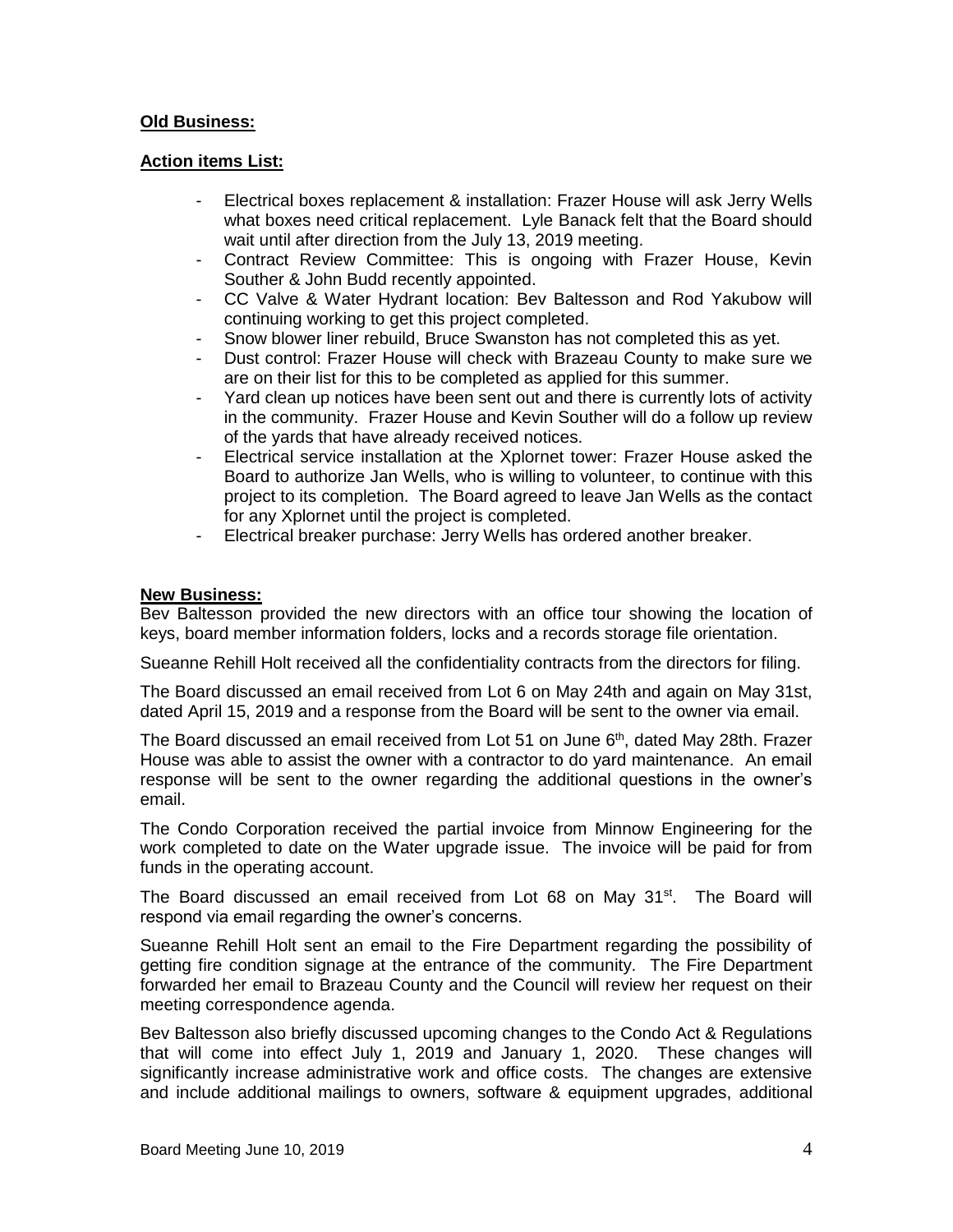**Old Business:**

**Action items List:**

- Electrical boxes replacement & installation: Frazer House will ask Jerry Wells what boxes need critical replacement. Lyle Banack felt that the Board should wait until after direction from the July 13, 2019 meeting.
- Contract Review Committee: This is ongoing with Frazer House, Kevin Souther & John Budd recently appointed.
- CC Valve & Water Hydrant location: Bev Baltesson and Rod Yakubow will continuing working to get this project completed.
- Snow blower liner rebuild, Bruce Swanston has not completed this as yet.
- Dust control: Frazer House will check with Brazeau County to make sure we are on their list for this to be completed as applied for this summer.
- Yard clean up notices have been sent out and there is currently lots of activity in the community. Frazer House and Kevin Souther will do a follow up review of the yards that have already received notices.
- Electrical service installation at the Xplornet tower: Frazer House asked the Board to authorize Jan Wells, who is willing to volunteer, to continue with this project to its completion. The Board agreed to leave Jan Wells as the contact for any Xplornet until the project is completed.
- Electrical breaker purchase: Jerry Wells has ordered another breaker.

**New Business:**

Bev Baltesson provided the new directors with an office tour showing the location of keys, board member information folders, locks and a records storage file orientation.

Sueanne Rehill Holt received all the confidentiality contracts from the directors for filing.

The Board discussed an email received from Lot 6 on May 24th and again on May 31st, dated April 15, 2019 and a response from the Board will be sent to the owner via email.

The Board discussed an email received from Lot 51 on June 6th, dated May 28th. Frazer House was able to assist the owner with a contractor to do yard maintenance. An email response will be sent to the owner regarding the additional questions in the owner's email.

The Condo Corporation received the partial invoice from Minnow Engineering for the work completed to date on the Water upgrade issue. The invoice will be paid for from funds in the operating account.

The Board discussed an email received from Lot 68 on May 31st. The Board will respond via email regarding the owner's concerns.

Sueanne Rehill Holt sent an email to the Fire Department regarding the possibility of getting fire condition signage at the entrance of the community. The Fire Department forwarded her email to Brazeau County and the Council will review her request on their meeting correspondence agenda.

Bev Baltesson also briefly discussed upcoming changes to the Condo Act & Regulations that will come into effect July 1, 2019 and January 1, 2020. These changes will significantly increase administrative work and office costs. The changes are extensive and include additional mailings to owners, software & equipment upgrades, additional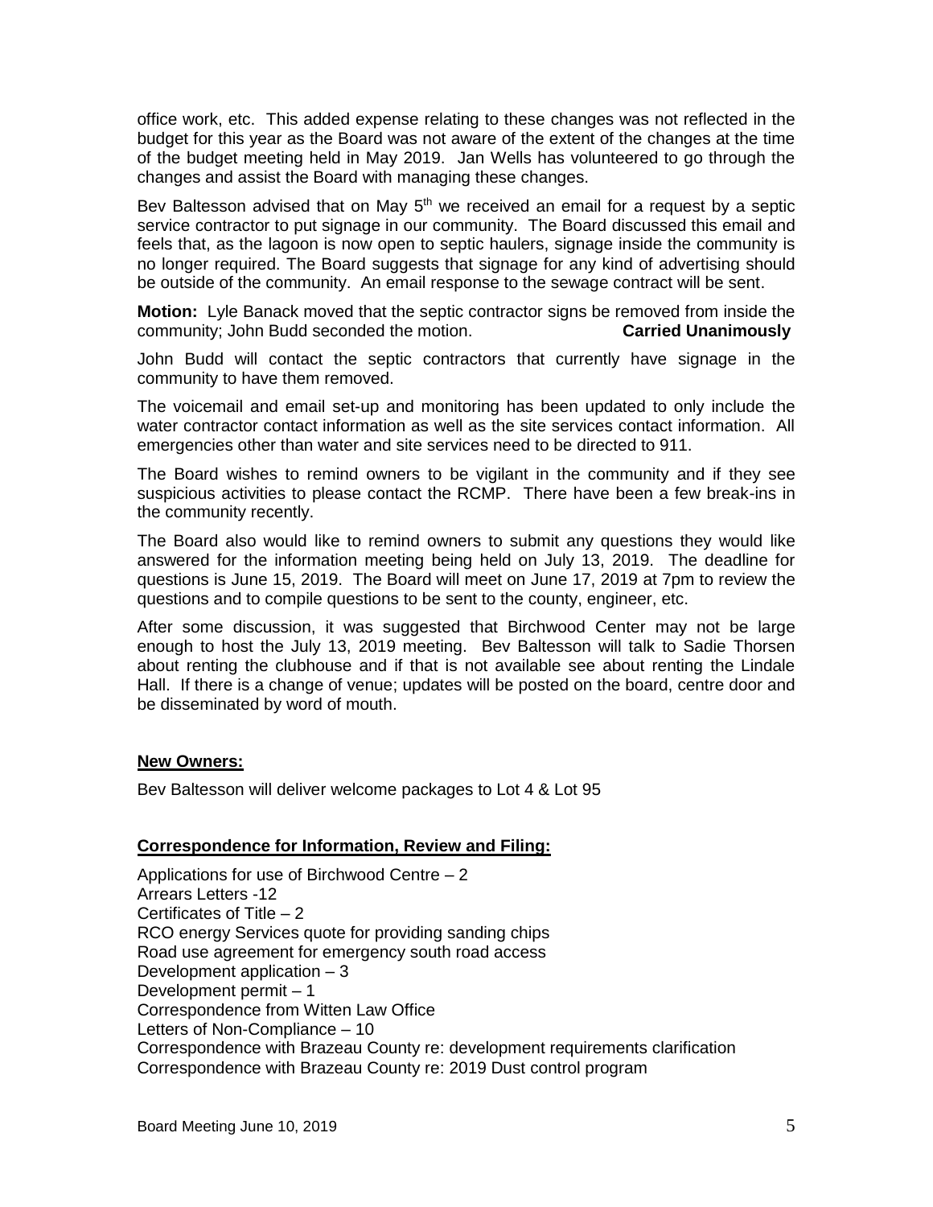office work, etc. This added expense relating to these changes was not reflected in the budget for this year as the Board was not aware of the extent of the changes at the time of the budget meeting held in May 2019. Jan Wells has volunteered to go through the changes and assist the Board with managing these changes.

Bev Baltesson advised that on May 5th we received an email for a request by a septic service contractor to put signage in our community. The Board discussed this email and feels that, as the lagoon is now open to septic haulers, signage inside the community is no longer required. The Board suggests that signage for any kind of advertising should be outside of the community. An email response to the sewage contract will be sent.

**Motion:** Lyle Banack moved that the septic contractor signs be removed from inside the community; John Budd seconded the motion. **Carried Unanimously**

John Budd will contact the septic contractors that currently have signage in the community to have them removed.

The voicemail and email set-up and monitoring has been updated to only include the water contractor contact information as well as the site services contact information. All emergencies other than water and site services need to be directed to 911.

The Board wishes to remind owners to be vigilant in the community and if they see suspicious activities to please contact the RCMP. There have been a few break-ins in the community recently.

The Board also would like to remind owners to submit any questions they would like answered for the information meeting being held on July 13, 2019. The deadline for questions is June 15, 2019. The Board will meet on June 17, 2019 at 7pm to review the questions and to compile questions to be sent to the county, engineer, etc.

After some discussion, it was suggested that Birchwood Center may not be large enough to host the July 13, 2019 meeting. Bev Baltesson will talk to Sadie Thorsen about renting the clubhouse and if that is not available see about renting the Lindale Hall. If there is a change of venue; updates will be posted on the board, centre door and be disseminated by word of mouth.

**New Owners:**

Bev Baltesson will deliver welcome packages to Lot 4 & Lot 95

**Correspondence for Information, Review and Filing:**

Applications for use of Birchwood Centre – 2
Arrears Letters -12
Certificates of Title – 2
RCO energy Services quote for providing sanding chips
Road use agreement for emergency south road access
Development application – 3
Development permit – 1
Correspondence from Witten Law Office
Letters of Non-Compliance – 10
Correspondence with Brazeau County re: development requirements clarification
Correspondence with Brazeau County re: 2019 Dust control program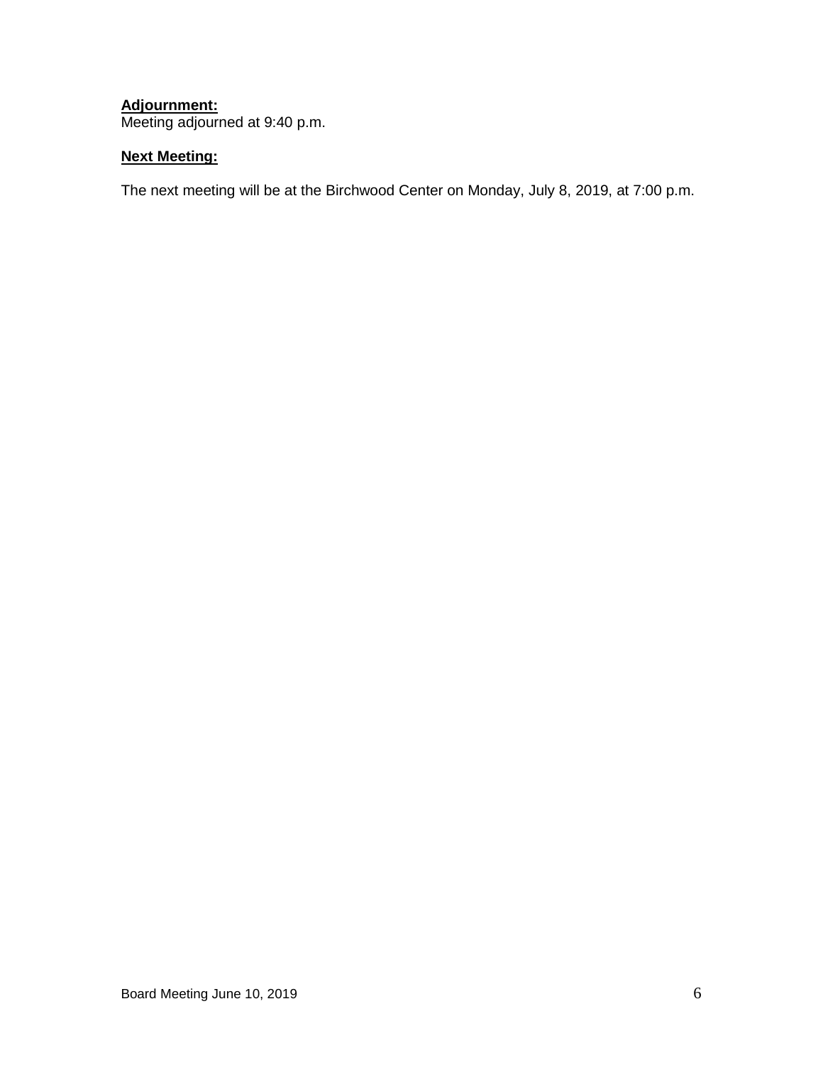**Adjournment:**
Meeting adjourned at 9:40 p.m.

**Next Meeting:**

The next meeting will be at the Birchwood Center on Monday, July 8, 2019, at 7:00 p.m.